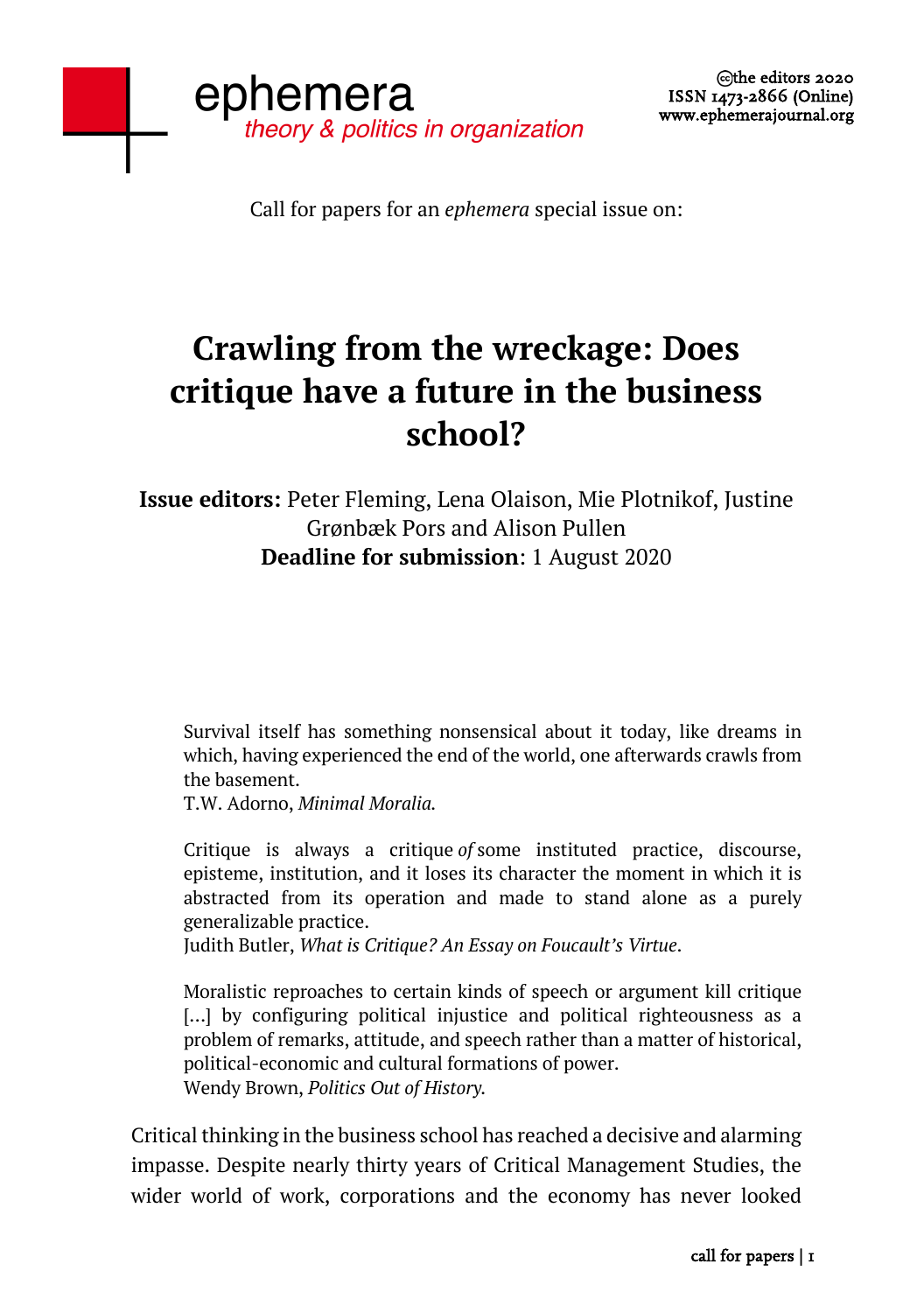ephemera
*theory & politics in organization*

©the editors 2020
ISSN 1473-2866 (Online)
www.ephemerajournal.org

Call for papers for an *ephemera* special issue on:

# Crawling from the wreckage: Does critique have a future in the business school?

**Issue editors:** Peter Fleming, Lena Olaison, Mie Plotnikof, Justine Grønbæk Pors and Alison Pullen
**Deadline for submission**: 1 August 2020

> Survival itself has something nonsensical about it today, like dreams in which, having experienced the end of the world, one afterwards crawls from the basement.
> T.W. Adorno, *Minimal Moralia.*

> Critique is always a critique *of* some instituted practice, discourse, episteme, institution, and it loses its character the moment in which it is abstracted from its operation and made to stand alone as a purely generalizable practice.
> Judith Butler, *What is Critique? An Essay on Foucault's Virtue.*

> Moralistic reproaches to certain kinds of speech or argument kill critique [...] by configuring political injustice and political righteousness as a problem of remarks, attitude, and speech rather than a matter of historical, political-economic and cultural formations of power.
> Wendy Brown, *Politics Out of History.*

Critical thinking in the business school has reached a decisive and alarming impasse. Despite nearly thirty years of Critical Management Studies, the wider world of work, corporations and the economy has never looked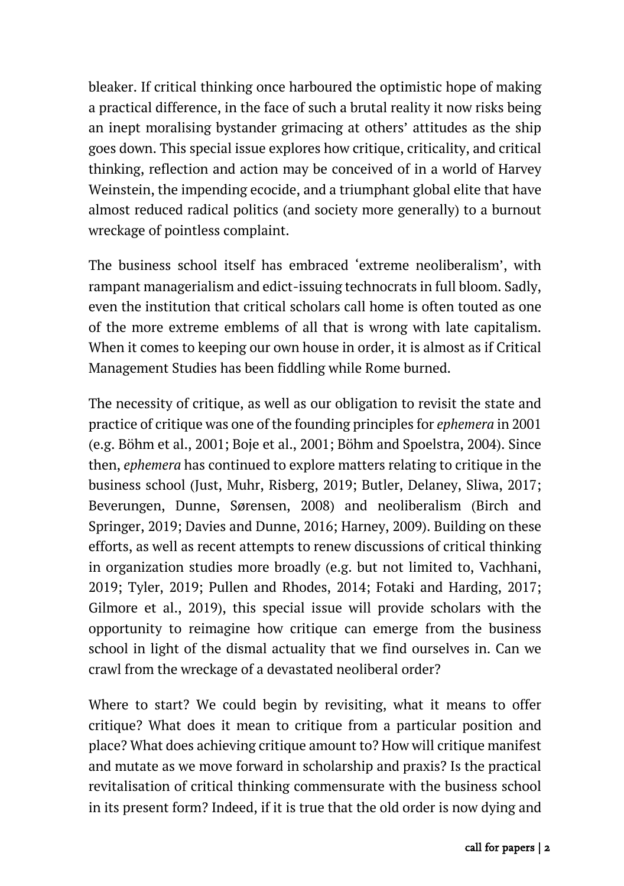bleaker. If critical thinking once harboured the optimistic hope of making a practical difference, in the face of such a brutal reality it now risks being an inept moralising bystander grimacing at others' attitudes as the ship goes down. This special issue explores how critique, criticality, and critical thinking, reflection and action may be conceived of in a world of Harvey Weinstein, the impending ecocide, and a triumphant global elite that have almost reduced radical politics (and society more generally) to a burnout wreckage of pointless complaint.

The business school itself has embraced 'extreme neoliberalism', with rampant managerialism and edict-issuing technocrats in full bloom. Sadly, even the institution that critical scholars call home is often touted as one of the more extreme emblems of all that is wrong with late capitalism. When it comes to keeping our own house in order, it is almost as if Critical Management Studies has been fiddling while Rome burned.

The necessity of critique, as well as our obligation to revisit the state and practice of critique was one of the founding principles for *ephemera* in 2001 (e.g. Böhm et al., 2001; Boje et al., 2001; Böhm and Spoelstra, 2004). Since then, *ephemera* has continued to explore matters relating to critique in the business school (Just, Muhr, Risberg, 2019; Butler, Delaney, Sliwa, 2017; Beverungen, Dunne, Sørensen, 2008) and neoliberalism (Birch and Springer, 2019; Davies and Dunne, 2016; Harney, 2009). Building on these efforts, as well as recent attempts to renew discussions of critical thinking in organization studies more broadly (e.g. but not limited to, Vachhani, 2019; Tyler, 2019; Pullen and Rhodes, 2014; Fotaki and Harding, 2017; Gilmore et al., 2019), this special issue will provide scholars with the opportunity to reimagine how critique can emerge from the business school in light of the dismal actuality that we find ourselves in. Can we crawl from the wreckage of a devastated neoliberal order?

Where to start? We could begin by revisiting, what it means to offer critique? What does it mean to critique from a particular position and place? What does achieving critique amount to? How will critique manifest and mutate as we move forward in scholarship and praxis? Is the practical revitalisation of critical thinking commensurate with the business school in its present form? Indeed, if it is true that the old order is now dying and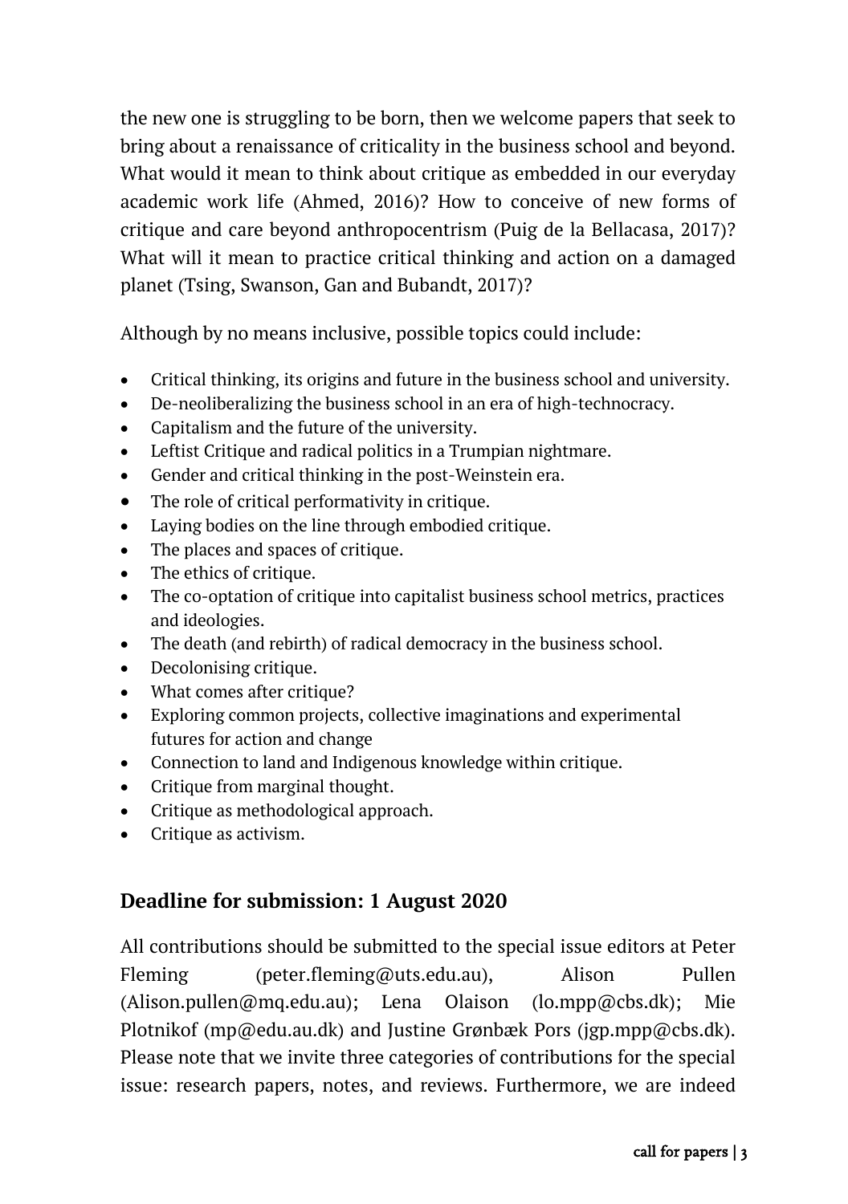the new one is struggling to be born, then we welcome papers that seek to bring about a renaissance of criticality in the business school and beyond. What would it mean to think about critique as embedded in our everyday academic work life (Ahmed, 2016)? How to conceive of new forms of critique and care beyond anthropocentrism (Puig de la Bellacasa, 2017)? What will it mean to practice critical thinking and action on a damaged planet (Tsing, Swanson, Gan and Bubandt, 2017)?

Although by no means inclusive, possible topics could include:

- Critical thinking, its origins and future in the business school and university.
- De-neoliberalizing the business school in an era of high-technocracy.
- Capitalism and the future of the university.
- Leftist Critique and radical politics in a Trumpian nightmare.
- Gender and critical thinking in the post-Weinstein era.
- The role of critical performativity in critique.
- Laying bodies on the line through embodied critique.
- The places and spaces of critique.
- The ethics of critique.
- The co-optation of critique into capitalist business school metrics, practices and ideologies.
- The death (and rebirth) of radical democracy in the business school.
- Decolonising critique.
- What comes after critique?
- Exploring common projects, collective imaginations and experimental futures for action and change
- Connection to land and Indigenous knowledge within critique.
- Critique from marginal thought.
- Critique as methodological approach.
- Critique as activism.

## Deadline for submission: 1 August 2020

All contributions should be submitted to the special issue editors at Peter Fleming (peter.fleming@uts.edu.au), Alison Pullen (Alison.pullen@mq.edu.au); Lena Olaison (lo.mpp@cbs.dk); Mie Plotnikof (mp@edu.au.dk) and Justine Grønbæk Pors (jgp.mpp@cbs.dk). Please note that we invite three categories of contributions for the special issue: research papers, notes, and reviews. Furthermore, we are indeed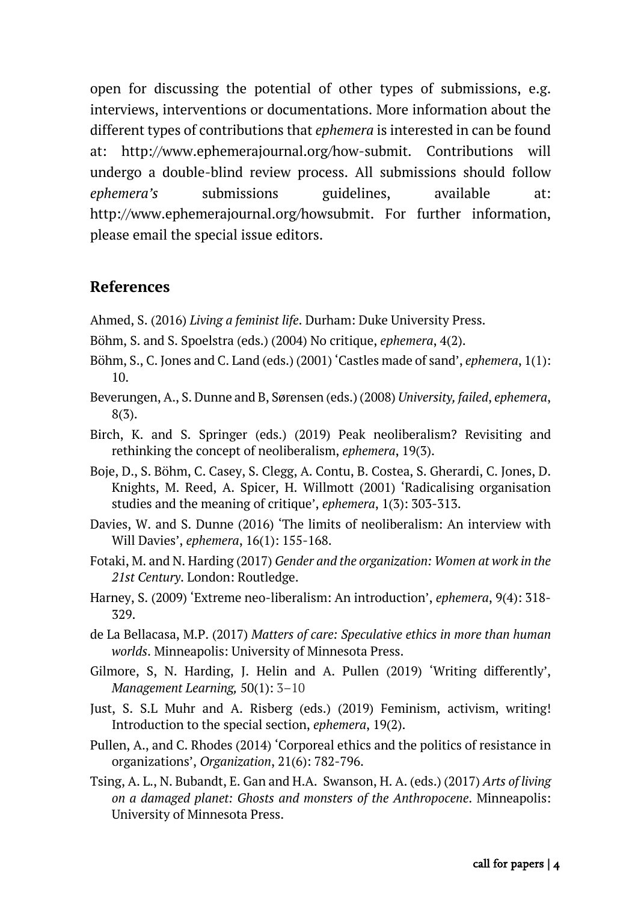open for discussing the potential of other types of submissions, e.g. interviews, interventions or documentations. More information about the different types of contributions that *ephemera* is interested in can be found at: http://www.ephemerajournal.org/how-submit. Contributions will undergo a double-blind review process. All submissions should follow *ephemera's* submissions guidelines, available at: http://www.ephemerajournal.org/howsubmit. For further information, please email the special issue editors.

## References

Ahmed, S. (2016) *Living a feminist life*. Durham: Duke University Press.

Böhm, S. and S. Spoelstra (eds.) (2004) No critique, *ephemera*, 4(2).

Böhm, S., C. Jones and C. Land (eds.) (2001) 'Castles made of sand', *ephemera*, 1(1): 10.

Beverungen, A., S. Dunne and B, Sørensen (eds.) (2008) *University, failed*, *ephemera*, 8(3).

Birch, K. and S. Springer (eds.) (2019) Peak neoliberalism? Revisiting and rethinking the concept of neoliberalism, *ephemera*, 19(3).

Boje, D., S. Böhm, C. Casey, S. Clegg, A. Contu, B. Costea, S. Gherardi, C. Jones, D. Knights, M. Reed, A. Spicer, H. Willmott (2001) 'Radicalising organisation studies and the meaning of critique', *ephemera*, 1(3): 303-313.

Davies, W. and S. Dunne (2016) 'The limits of neoliberalism: An interview with Will Davies', *ephemera*, 16(1): 155-168.

Fotaki, M. and N. Harding (2017) *Gender and the organization: Women at work in the 21st Century*. London: Routledge.

Harney, S. (2009) 'Extreme neo-liberalism: An introduction', *ephemera*, 9(4): 318-329.

de La Bellacasa, M.P. (2017) *Matters of care: Speculative ethics in more than human worlds*. Minneapolis: University of Minnesota Press.

Gilmore, S, N. Harding, J. Helin and A. Pullen (2019) 'Writing differently', *Management Learning,* 50(1): 3–10

Just, S. S.L Muhr and A. Risberg (eds.) (2019) Feminism, activism, writing! Introduction to the special section, *ephemera*, 19(2).

Pullen, A., and C. Rhodes (2014) 'Corporeal ethics and the politics of resistance in organizations', *Organization*, 21(6): 782-796.

Tsing, A. L., N. Bubandt, E. Gan and H.A. Swanson, H. A. (eds.) (2017) *Arts of living on a damaged planet: Ghosts and monsters of the Anthropocene*. Minneapolis: University of Minnesota Press.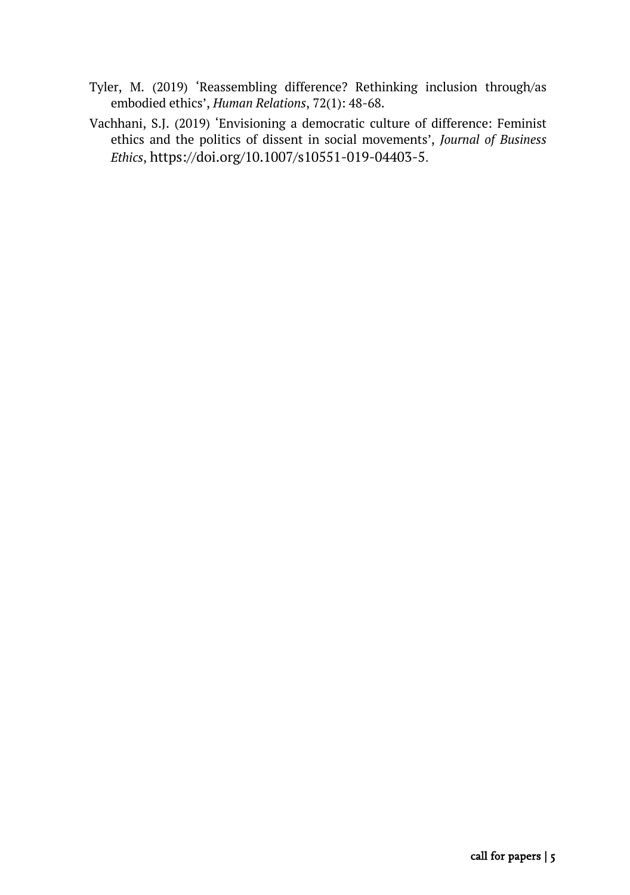Tyler, M. (2019) 'Reassembling difference? Rethinking inclusion through/as embodied ethics', *Human Relations*, 72(1): 48-68.

Vachhani, S.J. (2019) 'Envisioning a democratic culture of difference: Feminist ethics and the politics of dissent in social movements', *Journal of Business Ethics*, https://doi.org/10.1007/s10551-019-04403-5.